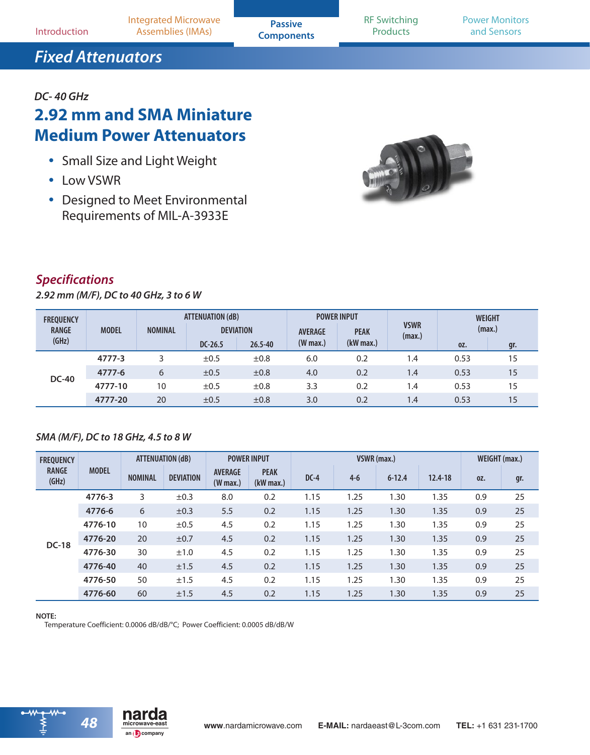# Fixed Attenuators

*DC- 40 GHz*

## 2.92 mm and SMA Miniature Medium Power Attenuators

- Small Size and Light Weight
- Low VSWR
- Designed to Meet Environmental Requirements of MIL-A-3933E

## *Specifications*

*2.92 mm (M/F), DC to 40 GHz, 3 to 6 W*

| FREQUENCY RANGE (GHz) | MODEL | ATTENUATION (dB) NOMINAL | DEVIATION DC-26.5 | DEVIATION 26.5-40 | POWER INPUT AVERAGE (W max.) | POWER INPUT PEAK (kW max.) | VSWR (max.) | WEIGHT (max.) oz. | WEIGHT (max.) gr. |
|---|---|---|---|---|---|---|---|---|---|
| DC-40 | **4777-3** | 3 | ±0.5 | ±0.8 | 6.0 | 0.2 | 1.4 | 0.53 | 15 |
| | **4777-6** | 6 | ±0.5 | ±0.8 | 4.0 | 0.2 | 1.4 | 0.53 | 15 |
| | **4777-10** | 10 | ±0.5 | ±0.8 | 3.3 | 0.2 | 1.4 | 0.53 | 15 |
| | **4777-20** | 20 | ±0.5 | ±0.8 | 3.0 | 0.2 | 1.4 | 0.53 | 15 |

*SMA (M/F), DC to 18 GHz, 4.5 to 8 W*

| FREQUENCY RANGE (GHz) | MODEL | ATTENUATION (dB) NOMINAL | ATTENUATION (dB) DEVIATION | POWER INPUT AVERAGE (W max.) | POWER INPUT PEAK (kW max.) | VSWR (max.) DC-4 | VSWR (max.) 4-6 | VSWR (max.) 6-12.4 | VSWR (max.) 12.4-18 | WEIGHT (max.) oz. | WEIGHT (max.) gr. |
|---|---|---|---|---|---|---|---|---|---|---|---|
| DC-18 | **4776-3** | 3 | ±0.3 | 8.0 | 0.2 | 1.15 | 1.25 | 1.30 | 1.35 | 0.9 | 25 |
| | **4776-6** | 6 | ±0.3 | 5.5 | 0.2 | 1.15 | 1.25 | 1.30 | 1.35 | 0.9 | 25 |
| | **4776-10** | 10 | ±0.5 | 4.5 | 0.2 | 1.15 | 1.25 | 1.30 | 1.35 | 0.9 | 25 |
| | **4776-20** | 20 | ±0.7 | 4.5 | 0.2 | 1.15 | 1.25 | 1.30 | 1.35 | 0.9 | 25 |
| | **4776-30** | 30 | ±1.0 | 4.5 | 0.2 | 1.15 | 1.25 | 1.30 | 1.35 | 0.9 | 25 |
| | **4776-40** | 40 | ±1.5 | 4.5 | 0.2 | 1.15 | 1.25 | 1.30 | 1.35 | 0.9 | 25 |
| | **4776-50** | 50 | ±1.5 | 4.5 | 0.2 | 1.15 | 1.25 | 1.30 | 1.35 | 0.9 | 25 |
| | **4776-60** | 60 | ±1.5 | 4.5 | 0.2 | 1.15 | 1.25 | 1.30 | 1.35 | 0.9 | 25 |

**NOTE:**
Temperature Coefficient: 0.0006 dB/dB/°C; Power Coefficient: 0.0005 dB/dB/W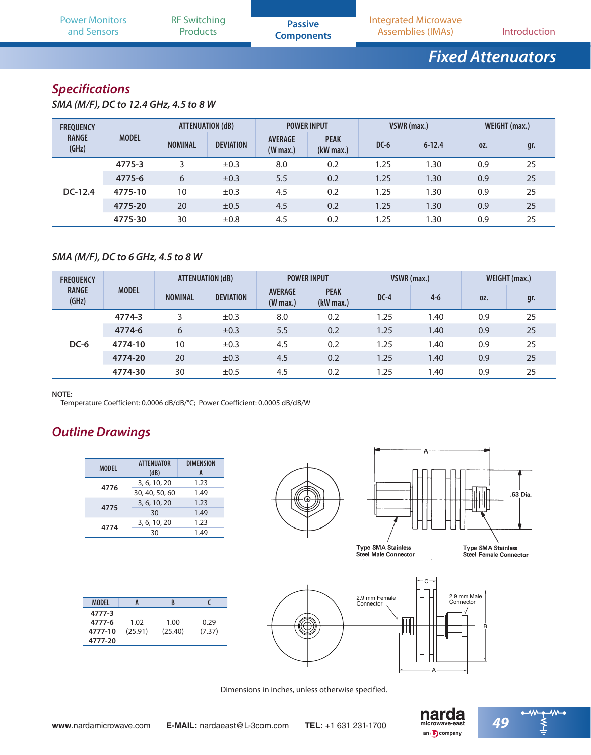## Fixed Attenuators

## Specifications

*SMA (M/F), DC to 12.4 GHz, 4.5 to 8 W*

| FREQUENCY RANGE (GHz) | MODEL | ATTENUATION (dB) | | POWER INPUT | | VSWR (max.) | | WEIGHT (max.) | |
|---|---|---|---|---|---|---|---|---|---|
| | | NOMINAL | DEVIATION | AVERAGE (W max.) | PEAK (kW max.) | DC-6 | 6-12.4 | oz. | gr. |
| DC-12.4 | 4775-3 | 3 | ±0.3 | 8.0 | 0.2 | 1.25 | 1.30 | 0.9 | 25 |
| | 4775-6 | 6 | ±0.3 | 5.5 | 0.2 | 1.25 | 1.30 | 0.9 | 25 |
| | 4775-10 | 10 | ±0.3 | 4.5 | 0.2 | 1.25 | 1.30 | 0.9 | 25 |
| | 4775-20 | 20 | ±0.5 | 4.5 | 0.2 | 1.25 | 1.30 | 0.9 | 25 |
| | 4775-30 | 30 | ±0.8 | 4.5 | 0.2 | 1.25 | 1.30 | 0.9 | 25 |

*SMA (M/F), DC to 6 GHz, 4.5 to 8 W*

| FREQUENCY RANGE (GHz) | MODEL | ATTENUATION (dB) | | POWER INPUT | | VSWR (max.) | | WEIGHT (max.) | |
|---|---|---|---|---|---|---|---|---|---|
| | | NOMINAL | DEVIATION | AVERAGE (W max.) | PEAK (kW max.) | DC-4 | 4-6 | oz. | gr. |
| DC-6 | 4774-3 | 3 | ±0.3 | 8.0 | 0.2 | 1.25 | 1.40 | 0.9 | 25 |
| | 4774-6 | 6 | ±0.3 | 5.5 | 0.2 | 1.25 | 1.40 | 0.9 | 25 |
| | 4774-10 | 10 | ±0.3 | 4.5 | 0.2 | 1.25 | 1.40 | 0.9 | 25 |
| | 4774-20 | 20 | ±0.3 | 4.5 | 0.2 | 1.25 | 1.40 | 0.9 | 25 |
| | 4774-30 | 30 | ±0.5 | 4.5 | 0.2 | 1.25 | 1.40 | 0.9 | 25 |

**NOTE:**
Temperature Coefficient: 0.0006 dB/dB/°C; Power Coefficient: 0.0005 dB/dB/W

## Outline Drawings

| MODEL | ATTENUATOR (dB) | DIMENSION A |
|---|---|---|
| 4776 | 3, 6, 10, 20 | 1.23 |
| | 30, 40, 50, 60 | 1.49 |
| 4775 | 3, 6, 10, 20 | 1.23 |
| | 30 | 1.49 |
| 4774 | 3, 6, 10, 20 | 1.23 |
| | 30 | 1.49 |

A

.63 Dia.

Type SMA Stainless Steel Male Connector

Type SMA Stainless Steel Female Connector

| MODEL | A | B | C |
|---|---|---|---|
| 4777-3<br>4777-6<br>4777-10<br>4777-20 | 1.02<br>(25.91) | 1.00<br>(25.40) | 0.29<br>(7.37) |

C

2.9 mm Female Connector

2.9 mm Male Connector

B

A

Dimensions in inches, unless otherwise specified.

www.nardamicrowave.com  **E-MAIL:** nardaeast@L-3com.com  **TEL:** +1 631 231-1700